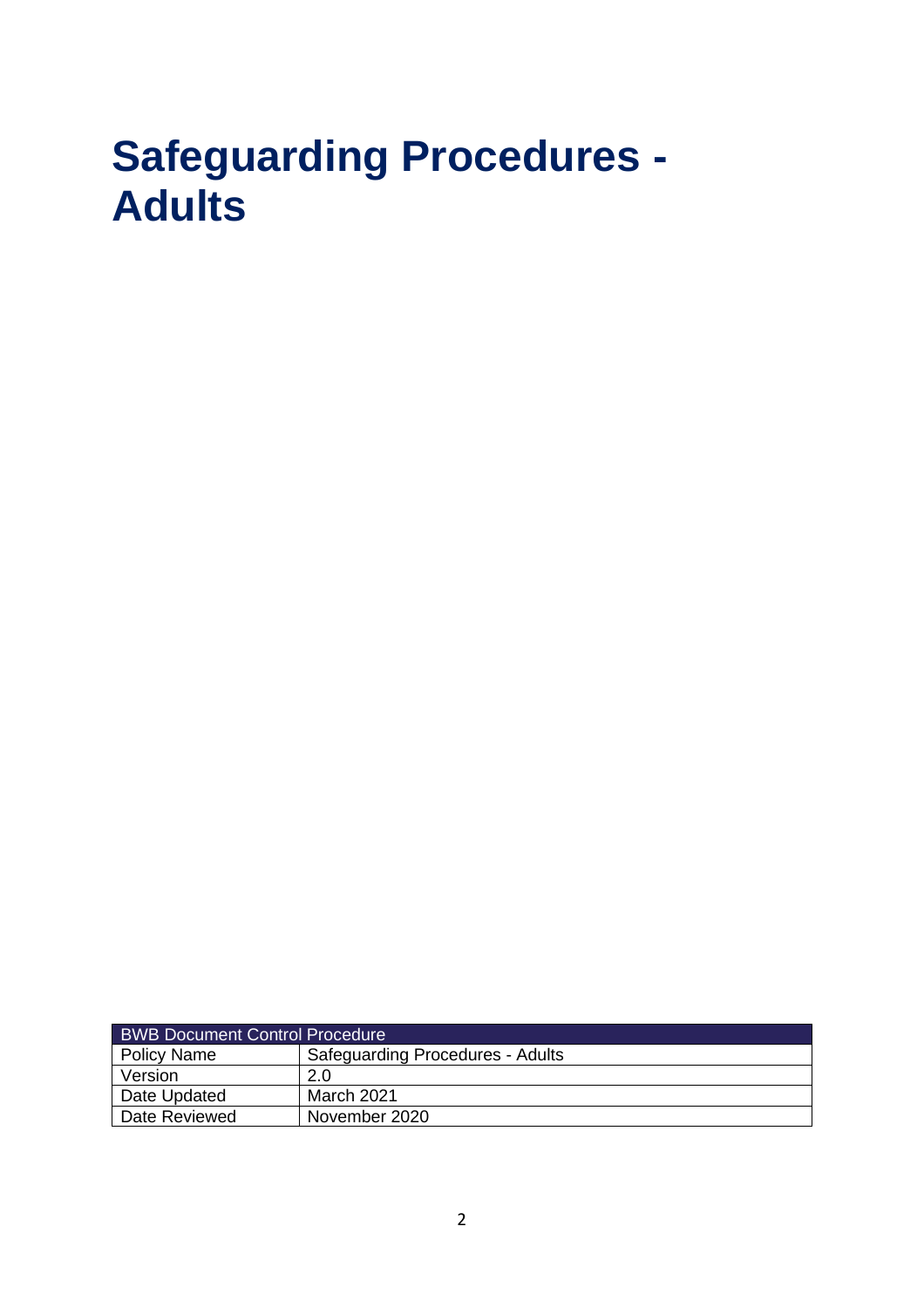# Safeguarding Procedures - Adults

| BWB Document Control Procedure | |
|---|---|
| Policy Name | Safeguarding Procedures - Adults |
| Version | 2.0 |
| Date Updated | March 2021 |
| Date Reviewed | November 2020 |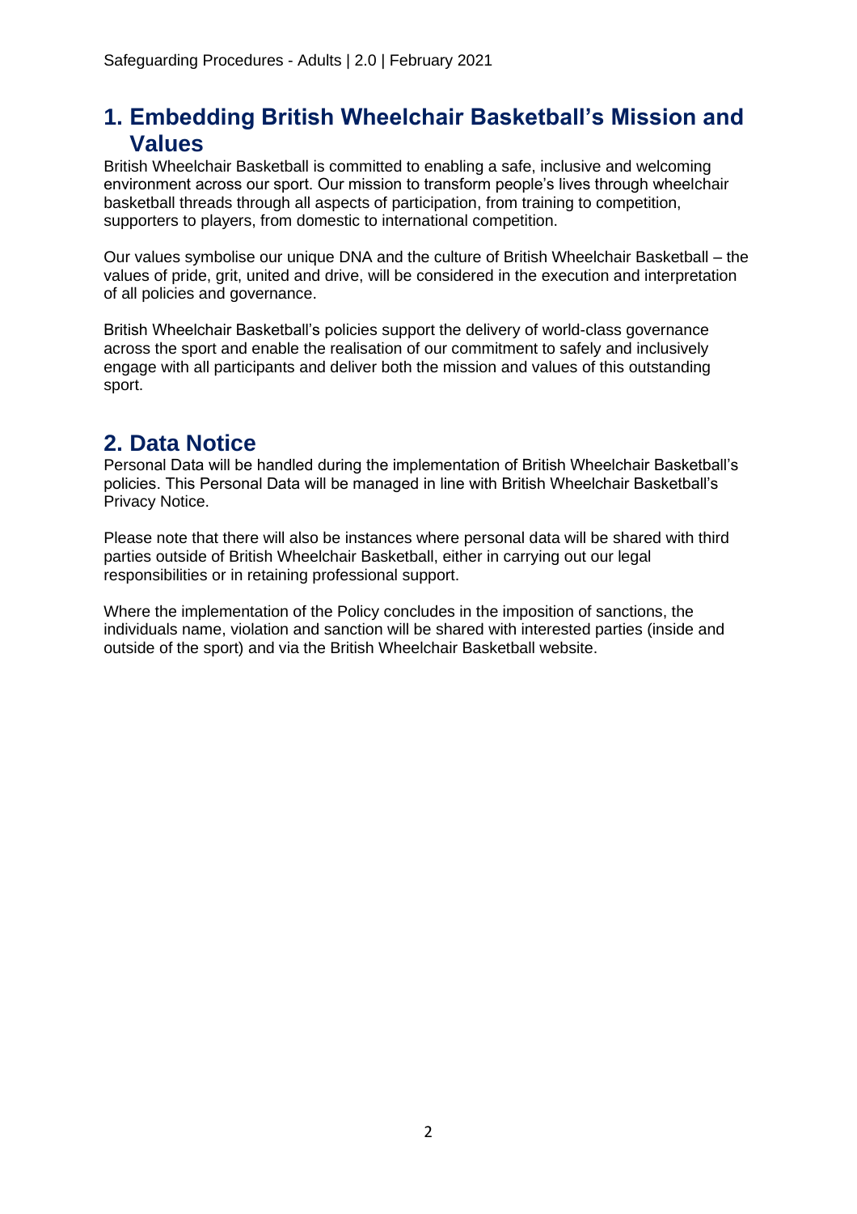## 1. Embedding British Wheelchair Basketball's Mission and Values

British Wheelchair Basketball is committed to enabling a safe, inclusive and welcoming environment across our sport. Our mission to transform people's lives through wheelchair basketball threads through all aspects of participation, from training to competition, supporters to players, from domestic to international competition.

Our values symbolise our unique DNA and the culture of British Wheelchair Basketball – the values of pride, grit, united and drive, will be considered in the execution and interpretation of all policies and governance.

British Wheelchair Basketball's policies support the delivery of world-class governance across the sport and enable the realisation of our commitment to safely and inclusively engage with all participants and deliver both the mission and values of this outstanding sport.

## 2. Data Notice

Personal Data will be handled during the implementation of British Wheelchair Basketball's policies. This Personal Data will be managed in line with British Wheelchair Basketball's Privacy Notice.

Please note that there will also be instances where personal data will be shared with third parties outside of British Wheelchair Basketball, either in carrying out our legal responsibilities or in retaining professional support.

Where the implementation of the Policy concludes in the imposition of sanctions, the individuals name, violation and sanction will be shared with interested parties (inside and outside of the sport) and via the British Wheelchair Basketball website.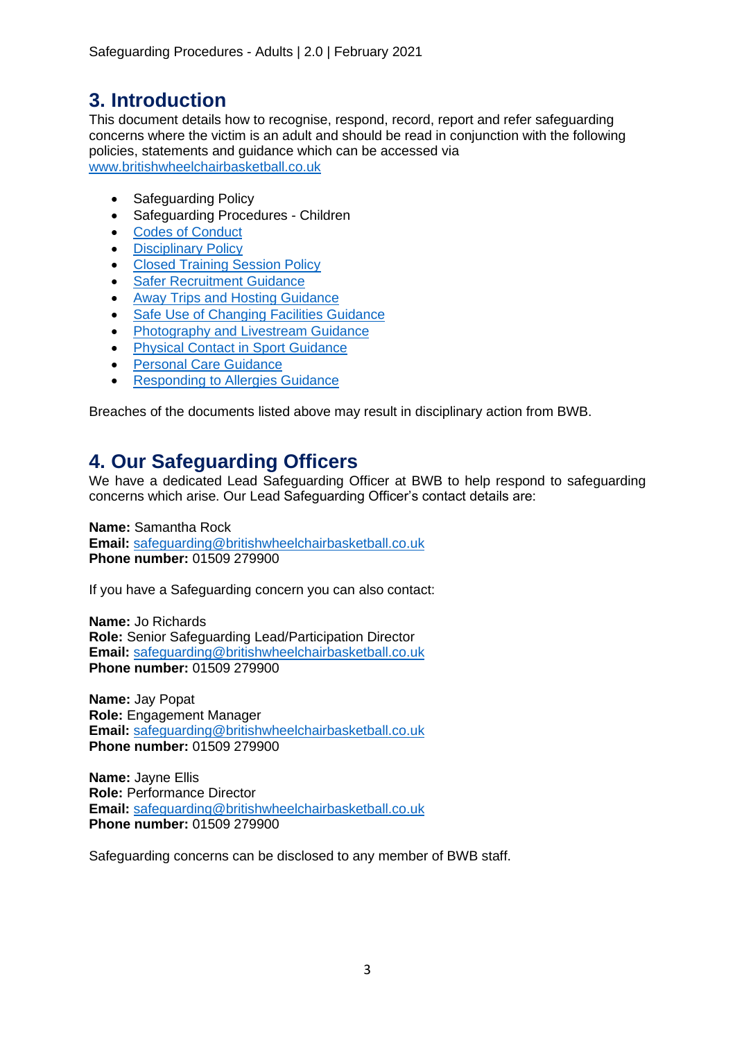## 3. Introduction

This document details how to recognise, respond, record, report and refer safeguarding concerns where the victim is an adult and should be read in conjunction with the following policies, statements and guidance which can be accessed via [www.britishwheelchairbasketball.co.uk](http://www.britishwheelchairbasketball.co.uk)

- Safeguarding Policy
- Safeguarding Procedures - Children
- Codes of Conduct
- Disciplinary Policy
- Closed Training Session Policy
- Safer Recruitment Guidance
- Away Trips and Hosting Guidance
- Safe Use of Changing Facilities Guidance
- Photography and Livestream Guidance
- Physical Contact in Sport Guidance
- Personal Care Guidance
- Responding to Allergies Guidance

Breaches of the documents listed above may result in disciplinary action from BWB.

## 4. Our Safeguarding Officers

We have a dedicated Lead Safeguarding Officer at BWB to help respond to safeguarding concerns which arise. Our Lead Safeguarding Officer's contact details are:

**Name:** Samantha Rock
**Email:** [safeguarding@britishwheelchairbasketball.co.uk](mailto:safeguarding@britishwheelchairbasketball.co.uk)
**Phone number:** 01509 279900

If you have a Safeguarding concern you can also contact:

**Name:** Jo Richards
**Role:** Senior Safeguarding Lead/Participation Director
**Email:** [safeguarding@britishwheelchairbasketball.co.uk](mailto:safeguarding@britishwheelchairbasketball.co.uk)
**Phone number:** 01509 279900

**Name:** Jay Popat
**Role:** Engagement Manager
**Email:** [safeguarding@britishwheelchairbasketball.co.uk](mailto:safeguarding@britishwheelchairbasketball.co.uk)
**Phone number:** 01509 279900

**Name:** Jayne Ellis
**Role:** Performance Director
**Email:** [safeguarding@britishwheelchairbasketball.co.uk](mailto:safeguarding@britishwheelchairbasketball.co.uk)
**Phone number:** 01509 279900

Safeguarding concerns can be disclosed to any member of BWB staff.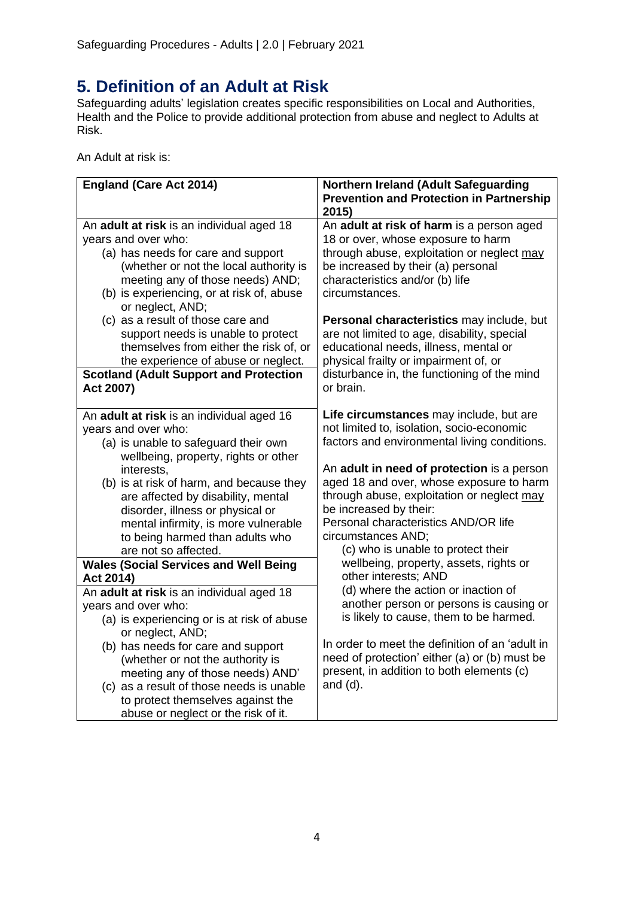# 5. Definition of an Adult at Risk

Safeguarding adults' legislation creates specific responsibilities on Local and Authorities, Health and the Police to provide additional protection from abuse and neglect to Adults at Risk.

An Adult at risk is:

| England (Care Act 2014) | Northern Ireland (Adult Safeguarding Prevention and Protection in Partnership 2015) |
|---|---|
| An **adult at risk** is an individual aged 18 years and over who:<br>(a) has needs for care and support (whether or not the local authority is meeting any of those needs) AND;<br>(b) is experiencing, or at risk of, abuse or neglect, AND;<br>(c) as a result of those care and support needs is unable to protect themselves from either the risk of, or the experience of abuse or neglect.<br><br>**Scotland (Adult Support and Protection Act 2007)**<br><br>An **adult at risk** is an individual aged 16 years and over who:<br>(a) is unable to safeguard their own wellbeing, property, rights or other interests,<br>(b) is at risk of harm, and because they are affected by disability, mental disorder, illness or physical or mental infirmity, is more vulnerable to being harmed than adults who are not so affected.<br><br>**Wales (Social Services and Well Being Act 2014)**<br><br>An **adult at risk** is an individual aged 18 years and over who:<br>(a) is experiencing or is at risk of abuse or neglect, AND;<br>(b) has needs for care and support (whether or not the authority is meeting any of those needs) AND'<br>(c) as a result of those needs is unable to protect themselves against the abuse or neglect or the risk of it. | An **adult at risk of harm** is a person aged 18 or over, whose exposure to harm through abuse, exploitation or neglect <u>may</u> be increased by their (a) personal characteristics and/or (b) life circumstances.<br><br>**Personal characteristics** may include, but are not limited to age, disability, special educational needs, illness, mental or physical frailty or impairment of, or disturbance in, the functioning of the mind or brain.<br><br>**Life circumstances** may include, but are not limited to, isolation, socio-economic factors and environmental living conditions.<br><br>An **adult in need of protection** is a person aged 18 and over, whose exposure to harm through abuse, exploitation or neglect <u>may</u> be increased by their:<br>Personal characteristics AND/OR life circumstances AND;<br>(c) who is unable to protect their wellbeing, property, assets, rights or other interests; AND<br>(d) where the action or inaction of another person or persons is causing or is likely to cause, them to be harmed.<br><br>In order to meet the definition of an 'adult in need of protection' either (a) or (b) must be present, in addition to both elements (c) and (d). |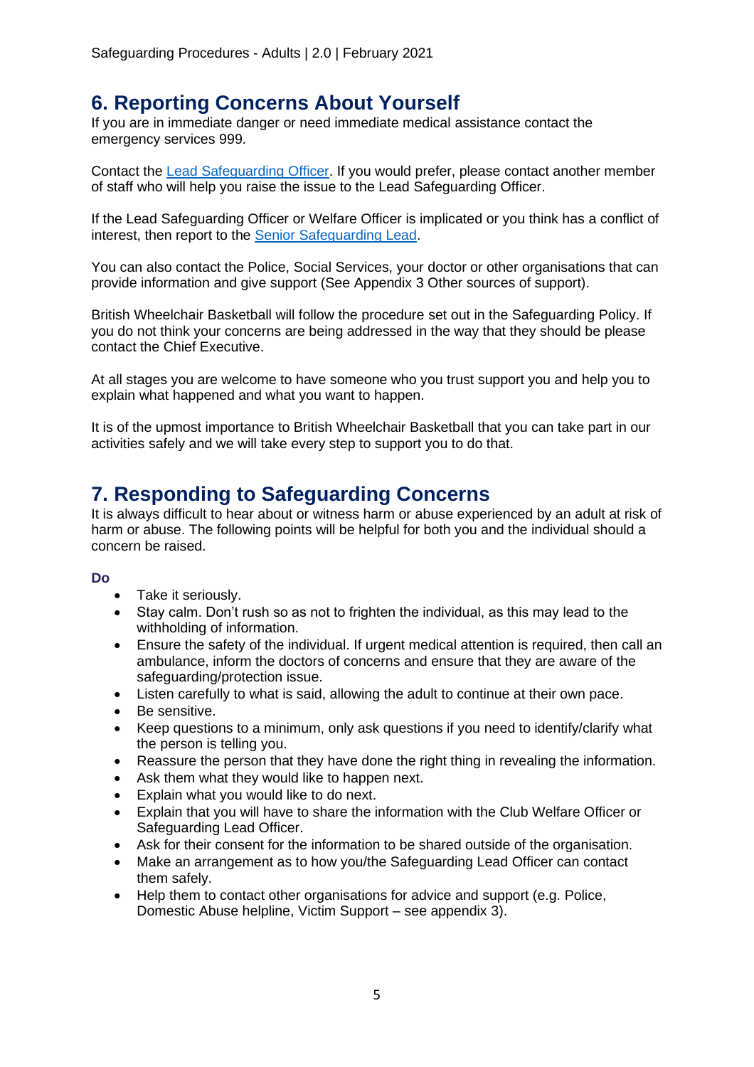## 6. Reporting Concerns About Yourself

If you are in immediate danger or need immediate medical assistance contact the emergency services 999.

Contact the Lead Safeguarding Officer. If you would prefer, please contact another member of staff who will help you raise the issue to the Lead Safeguarding Officer.

If the Lead Safeguarding Officer or Welfare Officer is implicated or you think has a conflict of interest, then report to the Senior Safeguarding Lead.

You can also contact the Police, Social Services, your doctor or other organisations that can provide information and give support (See Appendix 3 Other sources of support).

British Wheelchair Basketball will follow the procedure set out in the Safeguarding Policy. If you do not think your concerns are being addressed in the way that they should be please contact the Chief Executive.

At all stages you are welcome to have someone who you trust support you and help you to explain what happened and what you want to happen.

It is of the upmost importance to British Wheelchair Basketball that you can take part in our activities safely and we will take every step to support you to do that.

## 7. Responding to Safeguarding Concerns

It is always difficult to hear about or witness harm or abuse experienced by an adult at risk of harm or abuse. The following points will be helpful for both you and the individual should a concern be raised.

### Do

- Take it seriously.
- Stay calm. Don't rush so as not to frighten the individual, as this may lead to the withholding of information.
- Ensure the safety of the individual. If urgent medical attention is required, then call an ambulance, inform the doctors of concerns and ensure that they are aware of the safeguarding/protection issue.
- Listen carefully to what is said, allowing the adult to continue at their own pace.
- Be sensitive.
- Keep questions to a minimum, only ask questions if you need to identify/clarify what the person is telling you.
- Reassure the person that they have done the right thing in revealing the information.
- Ask them what they would like to happen next.
- Explain what you would like to do next.
- Explain that you will have to share the information with the Club Welfare Officer or Safeguarding Lead Officer.
- Ask for their consent for the information to be shared outside of the organisation.
- Make an arrangement as to how you/the Safeguarding Lead Officer can contact them safely.
- Help them to contact other organisations for advice and support (e.g. Police, Domestic Abuse helpline, Victim Support – see appendix 3).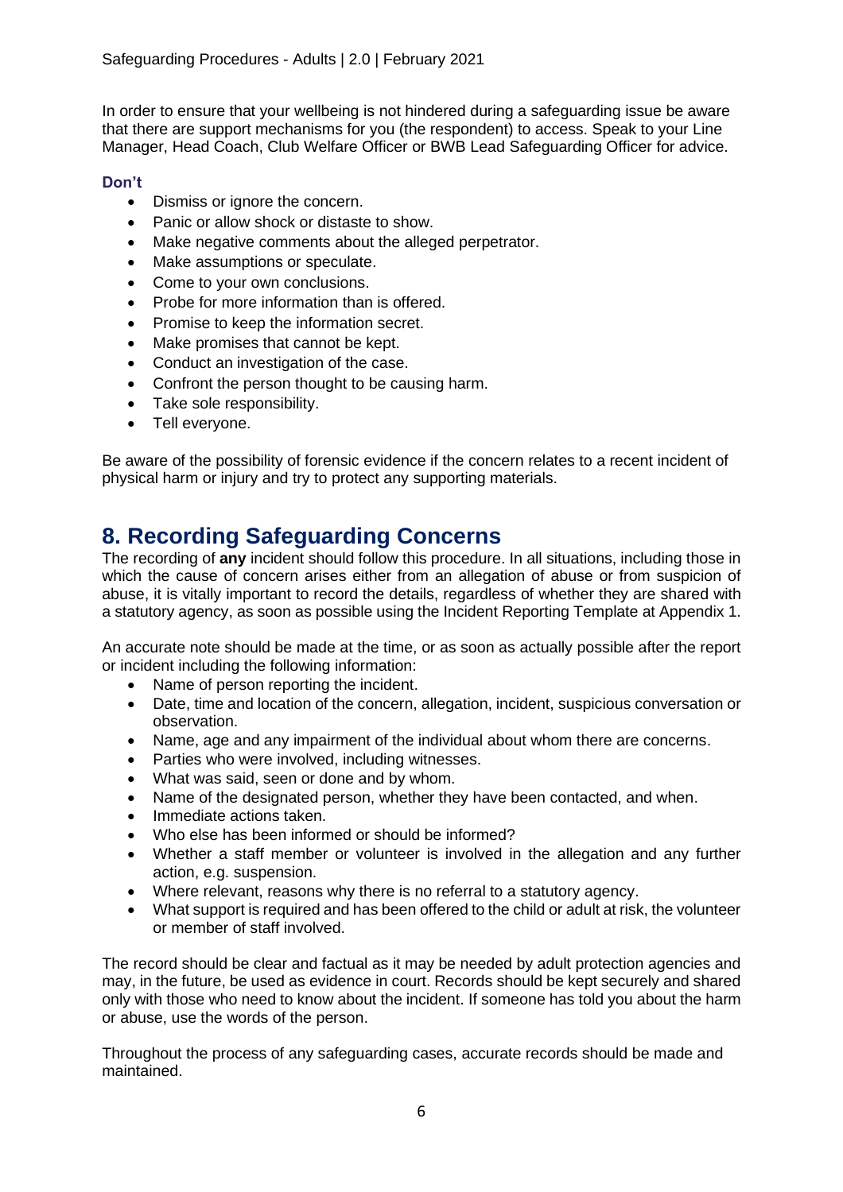In order to ensure that your wellbeing is not hindered during a safeguarding issue be aware that there are support mechanisms for you (the respondent) to access. Speak to your Line Manager, Head Coach, Club Welfare Officer or BWB Lead Safeguarding Officer for advice.

**Don't**

- Dismiss or ignore the concern.
- Panic or allow shock or distaste to show.
- Make negative comments about the alleged perpetrator.
- Make assumptions or speculate.
- Come to your own conclusions.
- Probe for more information than is offered.
- Promise to keep the information secret.
- Make promises that cannot be kept.
- Conduct an investigation of the case.
- Confront the person thought to be causing harm.
- Take sole responsibility.
- Tell everyone.

Be aware of the possibility of forensic evidence if the concern relates to a recent incident of physical harm or injury and try to protect any supporting materials.

# 8. Recording Safeguarding Concerns

The recording of **any** incident should follow this procedure. In all situations, including those in which the cause of concern arises either from an allegation of abuse or from suspicion of abuse, it is vitally important to record the details, regardless of whether they are shared with a statutory agency, as soon as possible using the Incident Reporting Template at Appendix 1.

An accurate note should be made at the time, or as soon as actually possible after the report or incident including the following information:

- Name of person reporting the incident.
- Date, time and location of the concern, allegation, incident, suspicious conversation or observation.
- Name, age and any impairment of the individual about whom there are concerns.
- Parties who were involved, including witnesses.
- What was said, seen or done and by whom.
- Name of the designated person, whether they have been contacted, and when.
- Immediate actions taken.
- Who else has been informed or should be informed?
- Whether a staff member or volunteer is involved in the allegation and any further action, e.g. suspension.
- Where relevant, reasons why there is no referral to a statutory agency.
- What support is required and has been offered to the child or adult at risk, the volunteer or member of staff involved.

The record should be clear and factual as it may be needed by adult protection agencies and may, in the future, be used as evidence in court. Records should be kept securely and shared only with those who need to know about the incident. If someone has told you about the harm or abuse, use the words of the person.

Throughout the process of any safeguarding cases, accurate records should be made and maintained.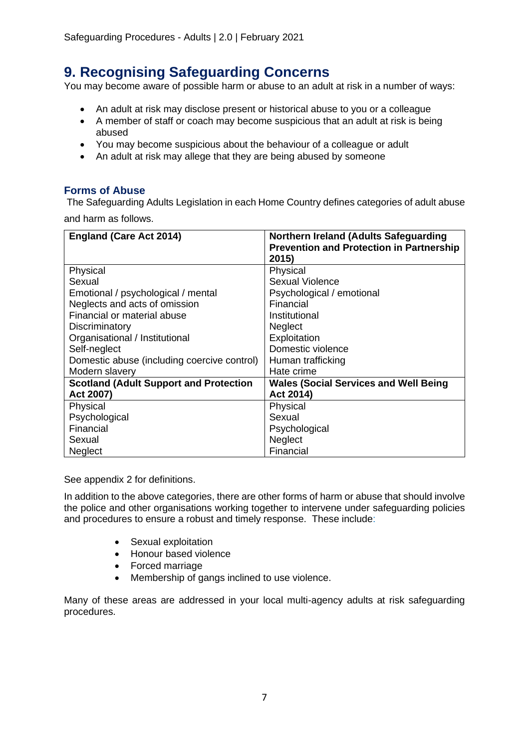## 9. Recognising Safeguarding Concerns

You may become aware of possible harm or abuse to an adult at risk in a number of ways:

- An adult at risk may disclose present or historical abuse to you or a colleague
- A member of staff or coach may become suspicious that an adult at risk is being abused
- You may become suspicious about the behaviour of a colleague or adult
- An adult at risk may allege that they are being abused by someone

### Forms of Abuse

The Safeguarding Adults Legislation in each Home Country defines categories of adult abuse and harm as follows.

| England (Care Act 2014) | Northern Ireland (Adults Safeguarding Prevention and Protection in Partnership 2015) |
|---|---|
| Physical<br>Sexual<br>Emotional / psychological / mental<br>Neglects and acts of omission<br>Financial or material abuse<br>Discriminatory<br>Organisational / Institutional<br>Self-neglect<br>Domestic abuse (including coercive control)<br>Modern slavery | Physical<br>Sexual Violence<br>Psychological / emotional<br>Financial<br>Institutional<br>Neglect<br>Exploitation<br>Domestic violence<br>Human trafficking<br>Hate crime |
| **Scotland (Adult Support and Protection Act 2007)** | **Wales (Social Services and Well Being Act 2014)** |
| Physical<br>Psychological<br>Financial<br>Sexual<br>Neglect | Physical<br>Sexual<br>Psychological<br>Neglect<br>Financial |

See appendix 2 for definitions.

In addition to the above categories, there are other forms of harm or abuse that should involve the police and other organisations working together to intervene under safeguarding policies and procedures to ensure a robust and timely response. These include:

- Sexual exploitation
- Honour based violence
- Forced marriage
- Membership of gangs inclined to use violence.

Many of these areas are addressed in your local multi-agency adults at risk safeguarding procedures.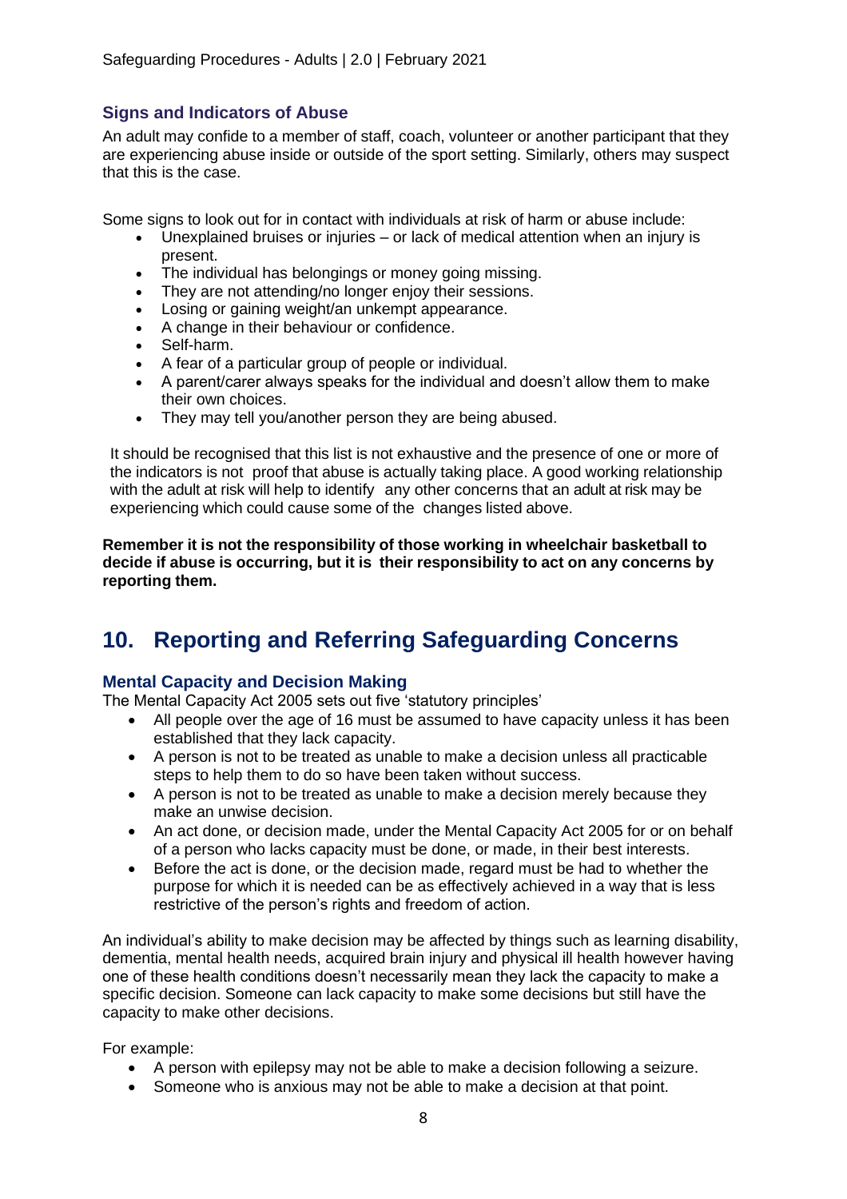### Signs and Indicators of Abuse

An adult may confide to a member of staff, coach, volunteer or another participant that they are experiencing abuse inside or outside of the sport setting. Similarly, others may suspect that this is the case.

Some signs to look out for in contact with individuals at risk of harm or abuse include:

- Unexplained bruises or injuries – or lack of medical attention when an injury is present.
- The individual has belongings or money going missing.
- They are not attending/no longer enjoy their sessions.
- Losing or gaining weight/an unkempt appearance.
- A change in their behaviour or confidence.
- Self-harm.
- A fear of a particular group of people or individual.
- A parent/carer always speaks for the individual and doesn't allow them to make their own choices.
- They may tell you/another person they are being abused.

It should be recognised that this list is not exhaustive and the presence of one or more of the indicators is not proof that abuse is actually taking place. A good working relationship with the adult at risk will help to identify any other concerns that an adult at risk may be experiencing which could cause some of the changes listed above.

**Remember it is not the responsibility of those working in wheelchair basketball to decide if abuse is occurring, but it is their responsibility to act on any concerns by reporting them.**

## 10. Reporting and Referring Safeguarding Concerns

### Mental Capacity and Decision Making

The Mental Capacity Act 2005 sets out five 'statutory principles'

- All people over the age of 16 must be assumed to have capacity unless it has been established that they lack capacity.
- A person is not to be treated as unable to make a decision unless all practicable steps to help them to do so have been taken without success.
- A person is not to be treated as unable to make a decision merely because they make an unwise decision.
- An act done, or decision made, under the Mental Capacity Act 2005 for or on behalf of a person who lacks capacity must be done, or made, in their best interests.
- Before the act is done, or the decision made, regard must be had to whether the purpose for which it is needed can be as effectively achieved in a way that is less restrictive of the person's rights and freedom of action.

An individual's ability to make decision may be affected by things such as learning disability, dementia, mental health needs, acquired brain injury and physical ill health however having one of these health conditions doesn't necessarily mean they lack the capacity to make a specific decision. Someone can lack capacity to make some decisions but still have the capacity to make other decisions.

For example:

- A person with epilepsy may not be able to make a decision following a seizure.
- Someone who is anxious may not be able to make a decision at that point.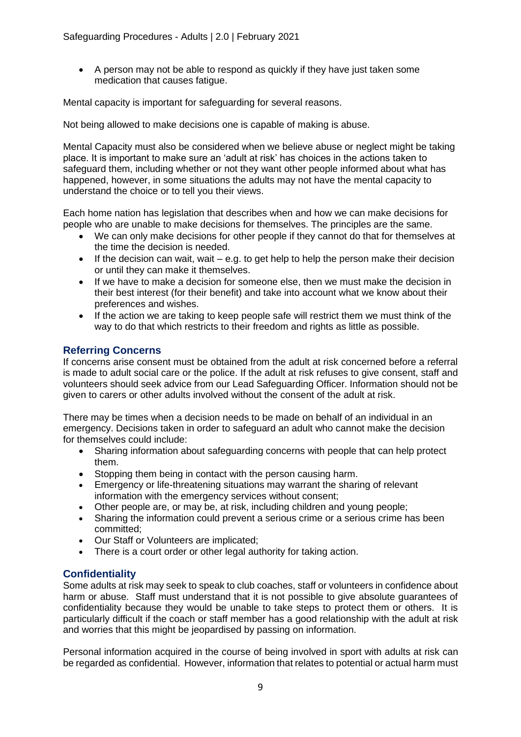- A person may not be able to respond as quickly if they have just taken some medication that causes fatigue.

Mental capacity is important for safeguarding for several reasons.

Not being allowed to make decisions one is capable of making is abuse.

Mental Capacity must also be considered when we believe abuse or neglect might be taking place. It is important to make sure an 'adult at risk' has choices in the actions taken to safeguard them, including whether or not they want other people informed about what has happened, however, in some situations the adults may not have the mental capacity to understand the choice or to tell you their views.

Each home nation has legislation that describes when and how we can make decisions for people who are unable to make decisions for themselves. The principles are the same.

- We can only make decisions for other people if they cannot do that for themselves at the time the decision is needed.
- If the decision can wait, wait – e.g. to get help to help the person make their decision or until they can make it themselves.
- If we have to make a decision for someone else, then we must make the decision in their best interest (for their benefit) and take into account what we know about their preferences and wishes.
- If the action we are taking to keep people safe will restrict them we must think of the way to do that which restricts to their freedom and rights as little as possible.

## Referring Concerns

If concerns arise consent must be obtained from the adult at risk concerned before a referral is made to adult social care or the police. If the adult at risk refuses to give consent, staff and volunteers should seek advice from our Lead Safeguarding Officer. Information should not be given to carers or other adults involved without the consent of the adult at risk.

There may be times when a decision needs to be made on behalf of an individual in an emergency. Decisions taken in order to safeguard an adult who cannot make the decision for themselves could include:

- Sharing information about safeguarding concerns with people that can help protect them.
- Stopping them being in contact with the person causing harm.
- Emergency or life-threatening situations may warrant the sharing of relevant information with the emergency services without consent;
- Other people are, or may be, at risk, including children and young people;
- Sharing the information could prevent a serious crime or a serious crime has been committed;
- Our Staff or Volunteers are implicated;
- There is a court order or other legal authority for taking action.

## Confidentiality

Some adults at risk may seek to speak to club coaches, staff or volunteers in confidence about harm or abuse. Staff must understand that it is not possible to give absolute guarantees of confidentiality because they would be unable to take steps to protect them or others. It is particularly difficult if the coach or staff member has a good relationship with the adult at risk and worries that this might be jeopardised by passing on information.

Personal information acquired in the course of being involved in sport with adults at risk can be regarded as confidential. However, information that relates to potential or actual harm must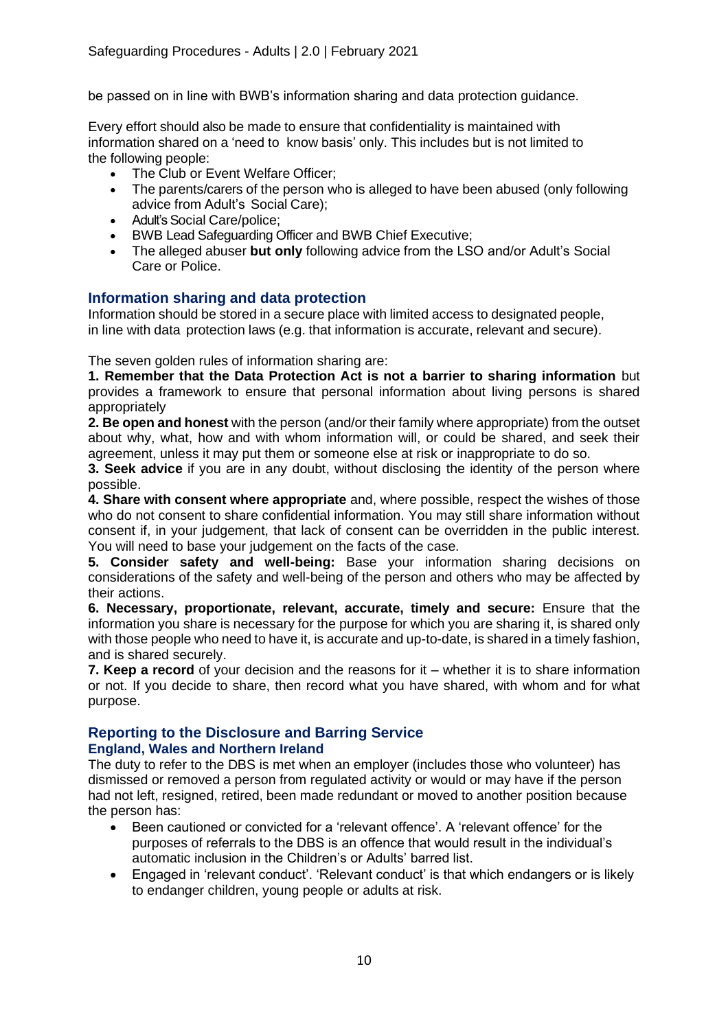be passed on in line with BWB's information sharing and data protection guidance.

Every effort should also be made to ensure that confidentiality is maintained with information shared on a 'need to know basis' only. This includes but is not limited to the following people:

- The Club or Event Welfare Officer;
- The parents/carers of the person who is alleged to have been abused (only following advice from Adult's Social Care);
- Adult's Social Care/police;
- BWB Lead Safeguarding Officer and BWB Chief Executive;
- The alleged abuser **but only** following advice from the LSO and/or Adult's Social Care or Police.

## Information sharing and data protection

Information should be stored in a secure place with limited access to designated people, in line with data protection laws (e.g. that information is accurate, relevant and secure).

The seven golden rules of information sharing are:

**1. Remember that the Data Protection Act is not a barrier to sharing information** but provides a framework to ensure that personal information about living persons is shared appropriately

**2. Be open and honest** with the person (and/or their family where appropriate) from the outset about why, what, how and with whom information will, or could be shared, and seek their agreement, unless it may put them or someone else at risk or inappropriate to do so.

**3. Seek advice** if you are in any doubt, without disclosing the identity of the person where possible.

**4. Share with consent where appropriate** and, where possible, respect the wishes of those who do not consent to share confidential information. You may still share information without consent if, in your judgement, that lack of consent can be overridden in the public interest. You will need to base your judgement on the facts of the case.

**5. Consider safety and well-being:** Base your information sharing decisions on considerations of the safety and well-being of the person and others who may be affected by their actions.

**6. Necessary, proportionate, relevant, accurate, timely and secure:** Ensure that the information you share is necessary for the purpose for which you are sharing it, is shared only with those people who need to have it, is accurate and up-to-date, is shared in a timely fashion, and is shared securely.

**7. Keep a record** of your decision and the reasons for it – whether it is to share information or not. If you decide to share, then record what you have shared, with whom and for what purpose.

## Reporting to the Disclosure and Barring Service

### England, Wales and Northern Ireland

The duty to refer to the DBS is met when an employer (includes those who volunteer) has dismissed or removed a person from regulated activity or would or may have if the person had not left, resigned, retired, been made redundant or moved to another position because the person has:

- Been cautioned or convicted for a 'relevant offence'. A 'relevant offence' for the purposes of referrals to the DBS is an offence that would result in the individual's automatic inclusion in the Children's or Adults' barred list.
- Engaged in 'relevant conduct'. 'Relevant conduct' is that which endangers or is likely to endanger children, young people or adults at risk.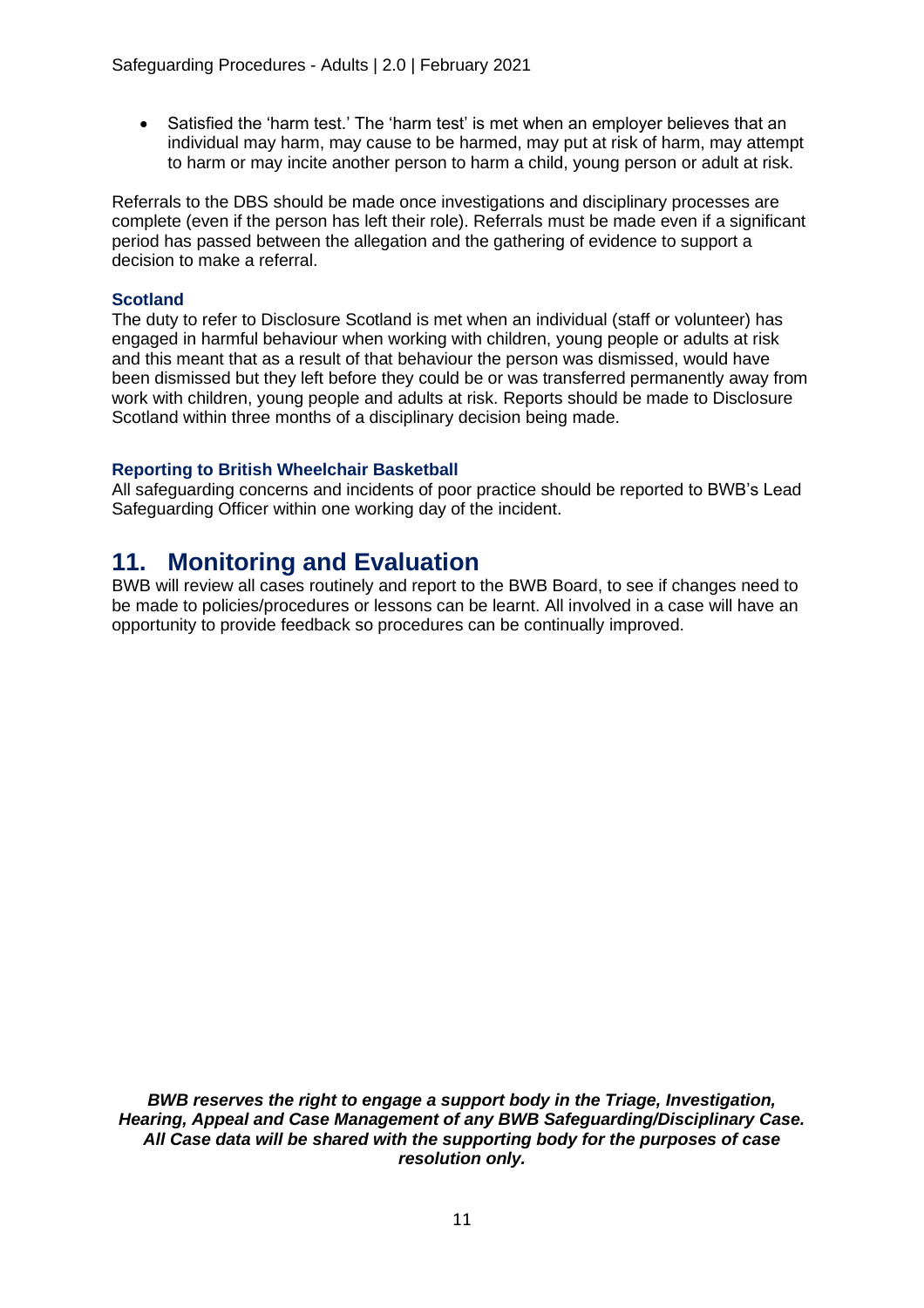- Satisfied the 'harm test.' The 'harm test' is met when an employer believes that an individual may harm, may cause to be harmed, may put at risk of harm, may attempt to harm or may incite another person to harm a child, young person or adult at risk.

Referrals to the DBS should be made once investigations and disciplinary processes are complete (even if the person has left their role). Referrals must be made even if a significant period has passed between the allegation and the gathering of evidence to support a decision to make a referral.

### Scotland

The duty to refer to Disclosure Scotland is met when an individual (staff or volunteer) has engaged in harmful behaviour when working with children, young people or adults at risk and this meant that as a result of that behaviour the person was dismissed, would have been dismissed but they left before they could be or was transferred permanently away from work with children, young people and adults at risk. Reports should be made to Disclosure Scotland within three months of a disciplinary decision being made.

### Reporting to British Wheelchair Basketball

All safeguarding concerns and incidents of poor practice should be reported to BWB's Lead Safeguarding Officer within one working day of the incident.

## 11. Monitoring and Evaluation

BWB will review all cases routinely and report to the BWB Board, to see if changes need to be made to policies/procedures or lessons can be learnt. All involved in a case will have an opportunity to provide feedback so procedures can be continually improved.

***BWB reserves the right to engage a support body in the Triage, Investigation, Hearing, Appeal and Case Management of any BWB Safeguarding/Disciplinary Case. All Case data will be shared with the supporting body for the purposes of case resolution only.***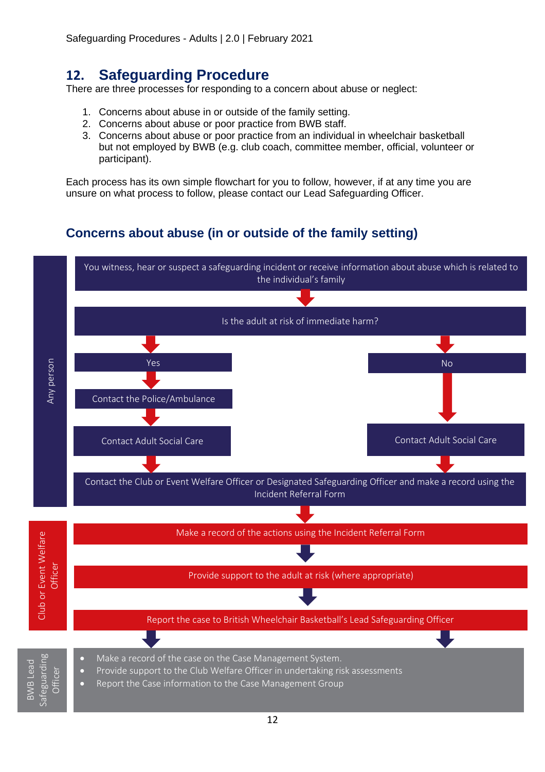## 12. Safeguarding Procedure

There are three processes for responding to a concern about abuse or neglect:

1. Concerns about abuse in or outside of the family setting.
2. Concerns about abuse or poor practice from BWB staff.
3. Concerns about abuse or poor practice from an individual in wheelchair basketball but not employed by BWB (e.g. club coach, committee member, official, volunteer or participant).

Each process has its own simple flowchart for you to follow, however, if at any time you are unsure on what process to follow, please contact our Lead Safeguarding Officer.

### Concerns about abuse (in or outside of the family setting)

**Any person**

- You witness, hear or suspect a safeguarding incident or receive information about abuse which is related to the individual's family
- Is the adult at risk of immediate harm?
  - **Yes** → Contact the Police/Ambulance → Contact Adult Social Care
  - **No** → Contact Adult Social Care
- Contact the Club or Event Welfare Officer or Designated Safeguarding Officer and make a record using the Incident Referral Form

**Club or Event Welfare Officer**

- Make a record of the actions using the Incident Referral Form
- Provide support to the adult at risk (where appropriate)
- Report the case to British Wheelchair Basketball's Lead Safeguarding Officer

**BWB Lead Safeguarding Officer**

- Make a record of the case on the Case Management System.
- Provide support to the Club Welfare Officer in undertaking risk assessments
- Report the Case information to the Case Management Group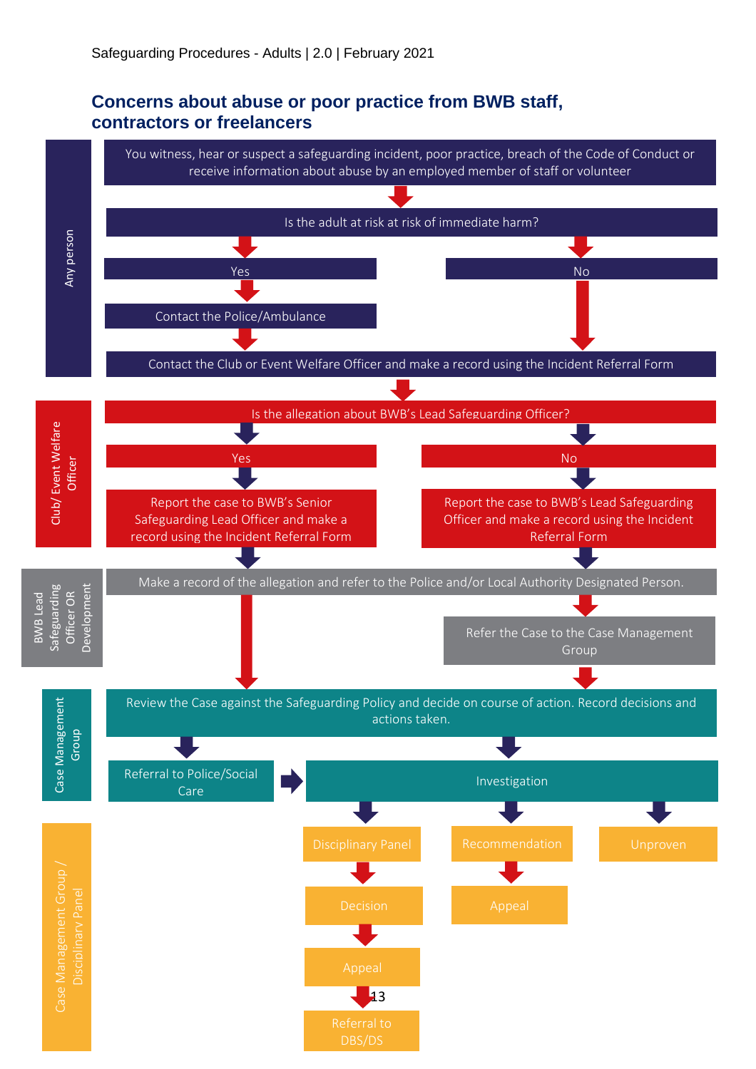## Concerns about abuse or poor practice from BWB staff, contractors or freelancers

**Any person**

You witness, hear or suspect a safeguarding incident, poor practice, breach of the Code of Conduct or receive information about abuse by an employed member of staff or volunteer

Is the adult at risk at risk of immediate harm?

- Yes → Contact the Police/Ambulance
- No

Contact the Club or Event Welfare Officer and make a record using the Incident Referral Form

**Club/ Event Welfare Officer**

Is the allegation about BWB's Lead Safeguarding Officer?

- Yes → Report the case to BWB's Senior Safeguarding Lead Officer and make a record using the Incident Referral Form
- No → Report the case to BWB's Lead Safeguarding Officer and make a record using the Incident Referral Form

**BWB Lead Safeguarding Officer OR Development**

Make a record of the allegation and refer to the Police and/or Local Authority Designated Person.

Refer the Case to the Case Management Group

**Case Management Group**

Review the Case against the Safeguarding Policy and decide on course of action. Record decisions and actions taken.

- Referral to Police/Social Care → Investigation
- Investigation

**Case Management Group / Disciplinary Panel**

- Disciplinary Panel → Decision → Appeal → Referral to DBS/DS
- Recommendation → Appeal
- Unproven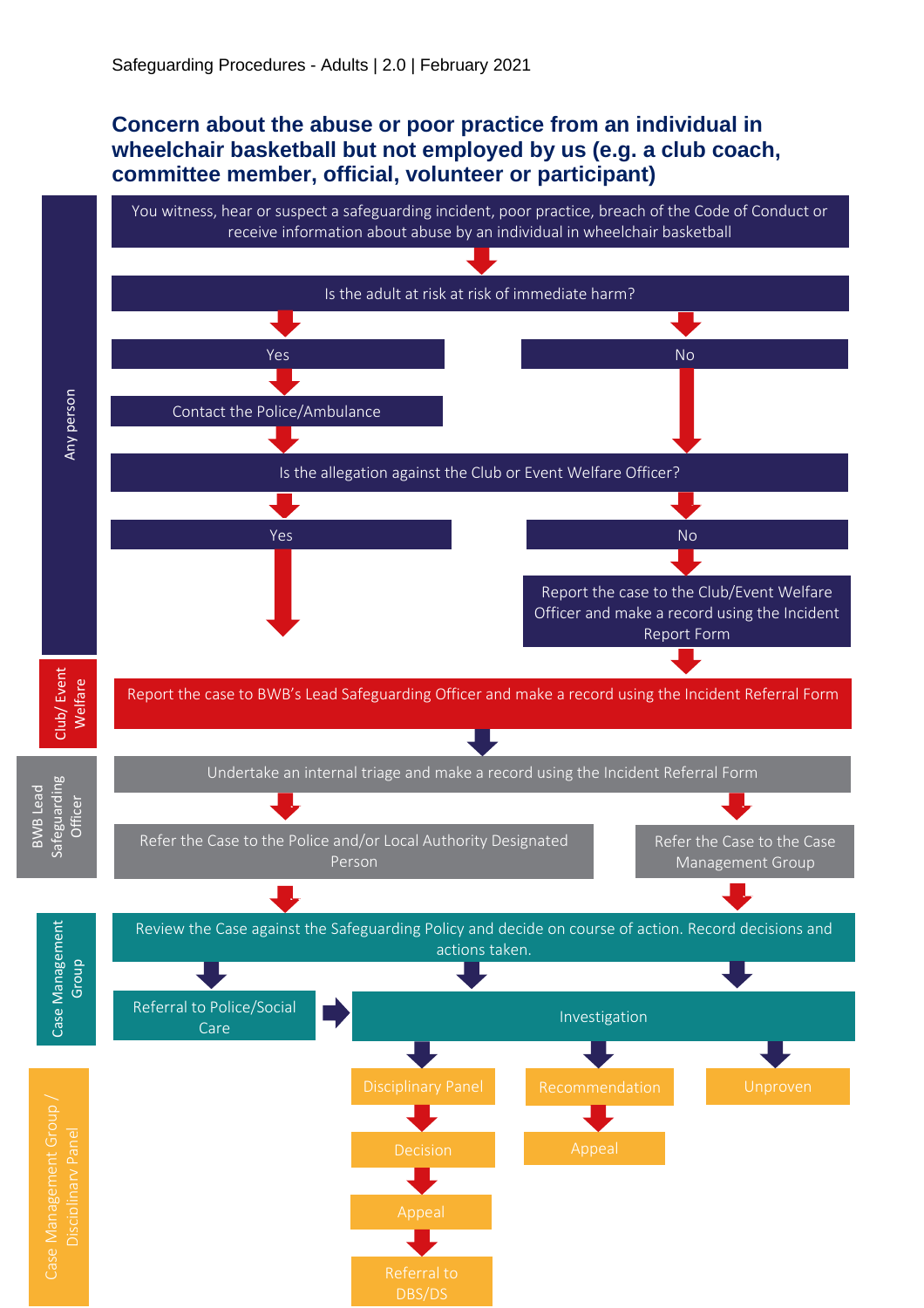## Concern about the abuse or poor practice from an individual in wheelchair basketball but not employed by us (e.g. a club coach, committee member, official, volunteer or participant)

**Any person**

You witness, hear or suspect a safeguarding incident, poor practice, breach of the Code of Conduct or receive information about abuse by an individual in wheelchair basketball

Is the adult at risk at risk of immediate harm?

- Yes → Contact the Police/Ambulance
- No

Is the allegation against the Club or Event Welfare Officer?

- Yes
- No → Report the case to the Club/Event Welfare Officer and make a record using the Incident Report Form

**Club/ Event Welfare**

Report the case to BWB's Lead Safeguarding Officer and make a record using the Incident Referral Form

**BWB Lead Safeguarding Officer**

Undertake an internal triage and make a record using the Incident Referral Form

- Refer the Case to the Police and/or Local Authority Designated Person
- Refer the Case to the Case Management Group

**Case Management Group**

Review the Case against the Safeguarding Policy and decide on course of action. Record decisions and actions taken.

- Referral to Police/Social Care → Investigation
- Investigation

**Case Management Group / Disciplinary Panel**

- Disciplinary Panel → Decision → Appeal → Referral to DBS/DS
- Recommendation → Appeal
- Unproven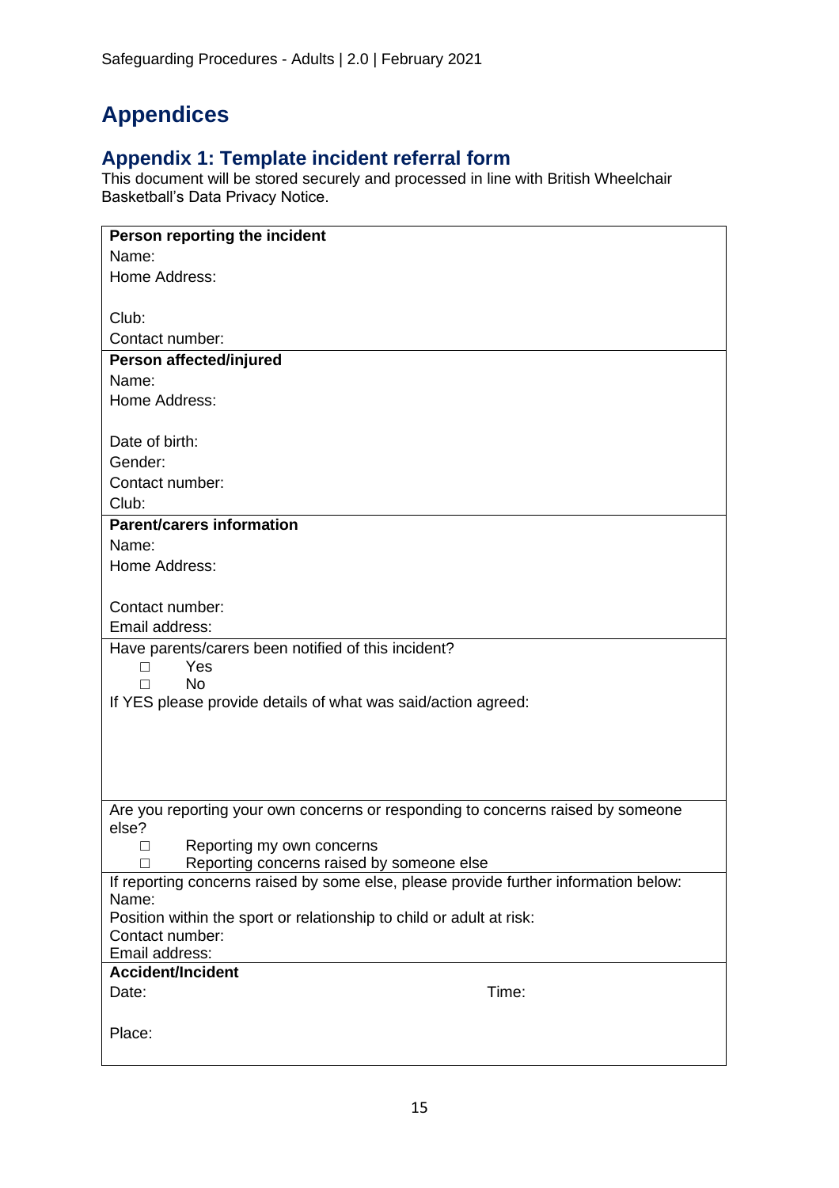# Appendices

## Appendix 1: Template incident referral form

This document will be stored securely and processed in line with British Wheelchair Basketball's Data Privacy Notice.

| **Person reporting the incident** |
|---|
| Name:<br>Home Address:<br><br>Club:<br>Contact number: |
| **Person affected/injured** |
| Name:<br>Home Address:<br><br>Date of birth:<br>Gender:<br>Contact number:<br>Club: |
| **Parent/carers information** |
| Name:<br>Home Address:<br><br>Contact number:<br>Email address: |
| Have parents/carers been notified of this incident?<br>☐ Yes<br>☐ No<br>If YES please provide details of what was said/action agreed: |
| Are you reporting your own concerns or responding to concerns raised by someone else?<br>☐ Reporting my own concerns<br>☐ Reporting concerns raised by someone else |
| If reporting concerns raised by some else, please provide further information below:<br>Name:<br>Position within the sport or relationship to child or adult at risk:<br>Contact number:<br>Email address: |
| **Accident/Incident** |
| Date: Time:<br><br>Place: |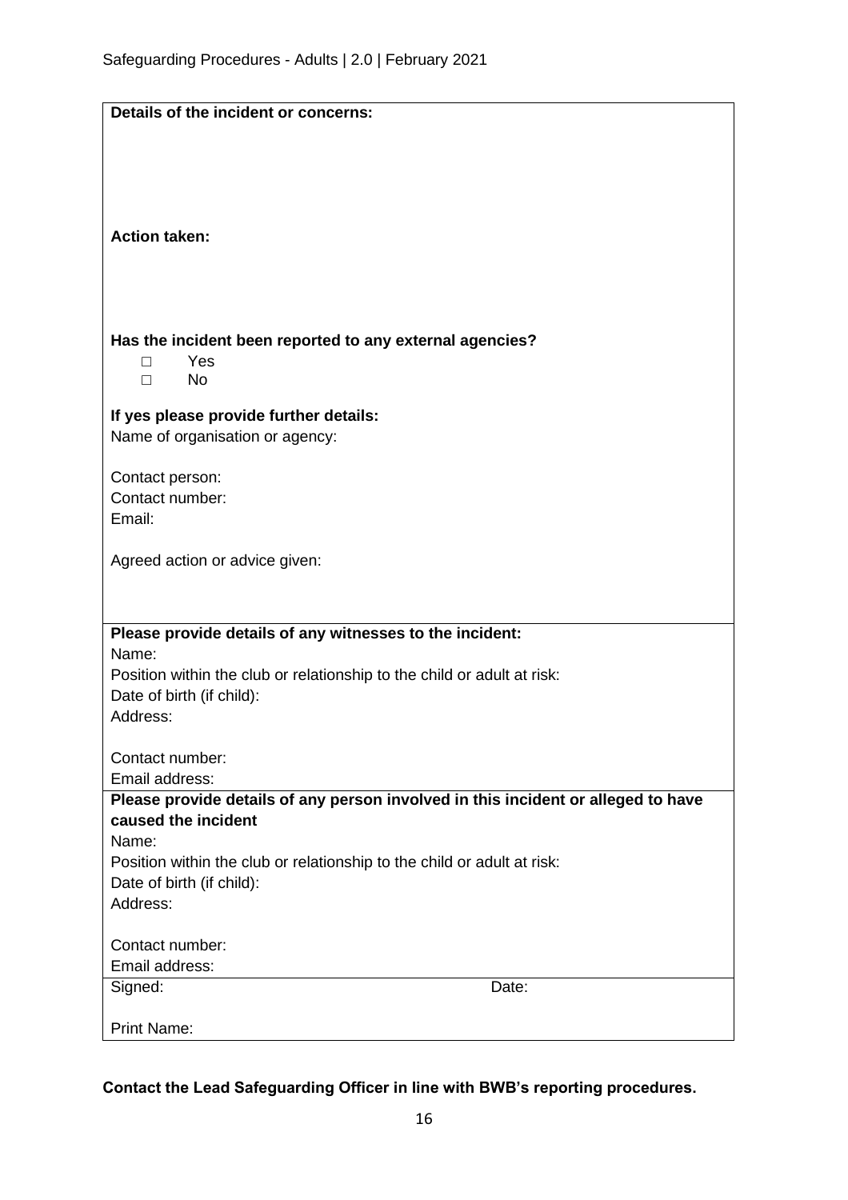**Details of the incident or concerns:**

**Action taken:**

**Has the incident been reported to any external agencies?**

- □ Yes
- □ No

**If yes please provide further details:**

Name of organisation or agency:

Contact person:

Contact number:

Email:

Agreed action or advice given:

**Please provide details of any witnesses to the incident:**

Name:

Position within the club or relationship to the child or adult at risk:

Date of birth (if child):

Address:

Contact number:

Email address:

**Please provide details of any person involved in this incident or alleged to have caused the incident**

Name:

Position within the club or relationship to the child or adult at risk:

Date of birth (if child):

Address:

Contact number:

Email address:

| Signed: | Date: |
|---|---|
| Print Name: | |

**Contact the Lead Safeguarding Officer in line with BWB's reporting procedures.**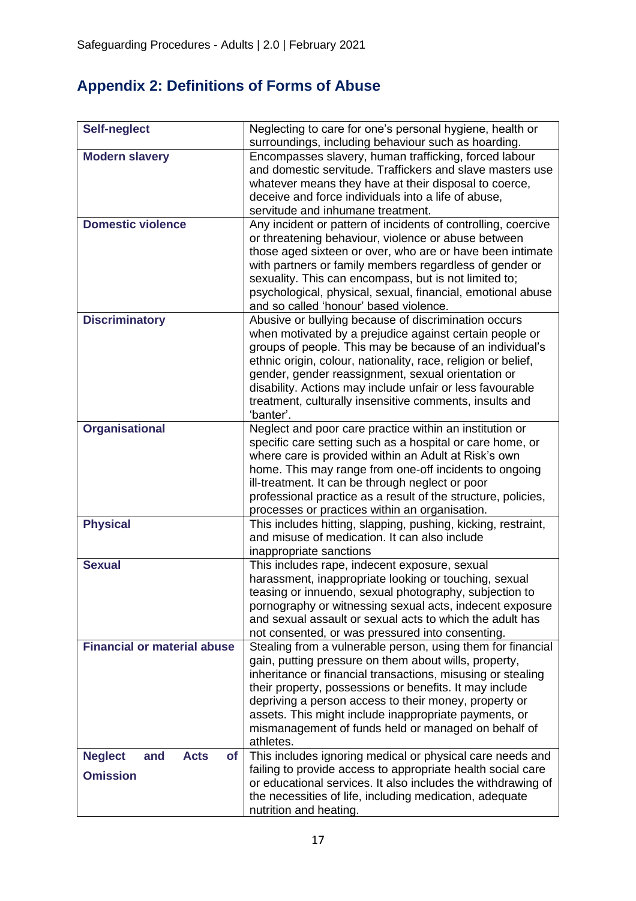## Appendix 2: Definitions of Forms of Abuse

| | |
|---|---|
| **Self-neglect** | Neglecting to care for one's personal hygiene, health or surroundings, including behaviour such as hoarding. |
| **Modern slavery** | Encompasses slavery, human trafficking, forced labour and domestic servitude. Traffickers and slave masters use whatever means they have at their disposal to coerce, deceive and force individuals into a life of abuse, servitude and inhumane treatment. |
| **Domestic violence** | Any incident or pattern of incidents of controlling, coercive or threatening behaviour, violence or abuse between those aged sixteen or over, who are or have been intimate with partners or family members regardless of gender or sexuality. This can encompass, but is not limited to; psychological, physical, sexual, financial, emotional abuse and so called 'honour' based violence. |
| **Discriminatory** | Abusive or bullying because of discrimination occurs when motivated by a prejudice against certain people or groups of people. This may be because of an individual's ethnic origin, colour, nationality, race, religion or belief, gender, gender reassignment, sexual orientation or disability. Actions may include unfair or less favourable treatment, culturally insensitive comments, insults and 'banter'. |
| **Organisational** | Neglect and poor care practice within an institution or specific care setting such as a hospital or care home, or where care is provided within an Adult at Risk's own home. This may range from one-off incidents to ongoing ill-treatment. It can be through neglect or poor professional practice as a result of the structure, policies, processes or practices within an organisation. |
| **Physical** | This includes hitting, slapping, pushing, kicking, restraint, and misuse of medication. It can also include inappropriate sanctions |
| **Sexual** | This includes rape, indecent exposure, sexual harassment, inappropriate looking or touching, sexual teasing or innuendo, sexual photography, subjection to pornography or witnessing sexual acts, indecent exposure and sexual assault or sexual acts to which the adult has not consented, or was pressured into consenting. |
| **Financial or material abuse** | Stealing from a vulnerable person, using them for financial gain, putting pressure on them about wills, property, inheritance or financial transactions, misusing or stealing their property, possessions or benefits. It may include depriving a person access to their money, property or assets. This might include inappropriate payments, or mismanagement of funds held or managed on behalf of athletes. |
| **Neglect and Acts of Omission** | This includes ignoring medical or physical care needs and failing to provide access to appropriate health social care or educational services. It also includes the withdrawing of the necessities of life, including medication, adequate nutrition and heating. |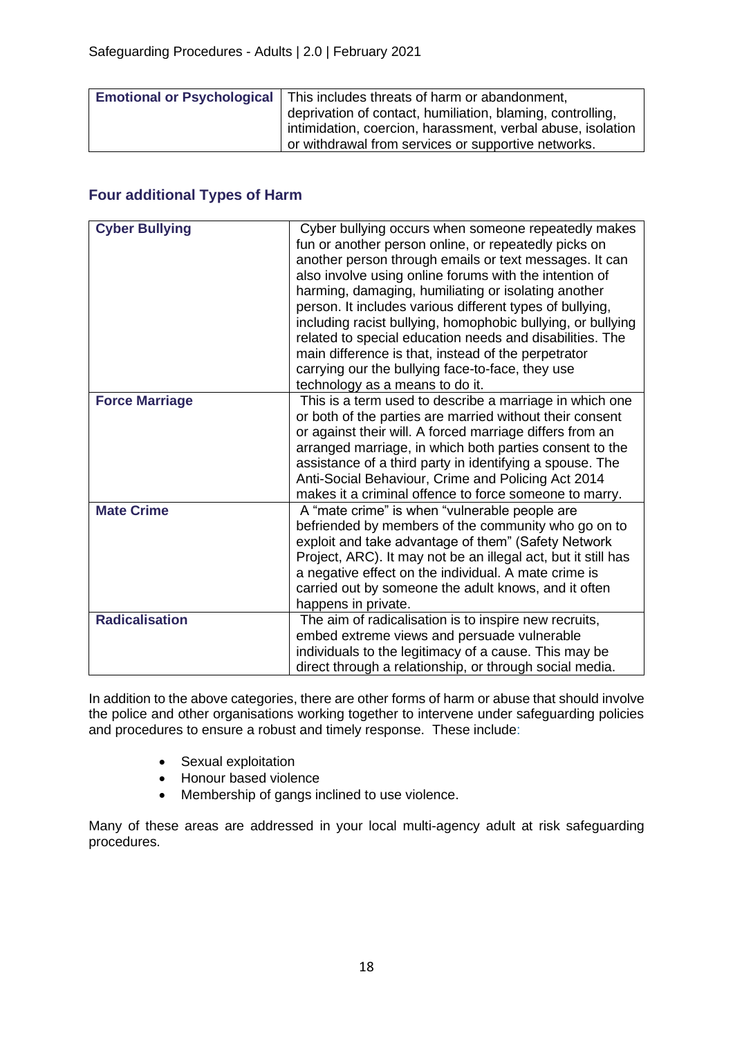| **Emotional or Psychological** | This includes threats of harm or abandonment, deprivation of contact, humiliation, blaming, controlling, intimidation, coercion, harassment, verbal abuse, isolation or withdrawal from services or supportive networks. |
|---|---|

## Four additional Types of Harm

| **Cyber Bullying** | Cyber bullying occurs when someone repeatedly makes fun or another person online, or repeatedly picks on another person through emails or text messages. It can also involve using online forums with the intention of harming, damaging, humiliating or isolating another person. It includes various different types of bullying, including racist bullying, homophobic bullying, or bullying related to special education needs and disabilities. The main difference is that, instead of the perpetrator carrying our the bullying face-to-face, they use technology as a means to do it. |
|---|---|
| **Force Marriage** | This is a term used to describe a marriage in which one or both of the parties are married without their consent or against their will. A forced marriage differs from an arranged marriage, in which both parties consent to the assistance of a third party in identifying a spouse. The Anti-Social Behaviour, Crime and Policing Act 2014 makes it a criminal offence to force someone to marry. |
| **Mate Crime** | A "mate crime" is when "vulnerable people are befriended by members of the community who go on to exploit and take advantage of them" (Safety Network Project, ARC). It may not be an illegal act, but it still has a negative effect on the individual. A mate crime is carried out by someone the adult knows, and it often happens in private. |
| **Radicalisation** | The aim of radicalisation is to inspire new recruits, embed extreme views and persuade vulnerable individuals to the legitimacy of a cause. This may be direct through a relationship, or through social media. |

In addition to the above categories, there are other forms of harm or abuse that should involve the police and other organisations working together to intervene under safeguarding policies and procedures to ensure a robust and timely response. These include:

- Sexual exploitation
- Honour based violence
- Membership of gangs inclined to use violence.

Many of these areas are addressed in your local multi-agency adult at risk safeguarding procedures.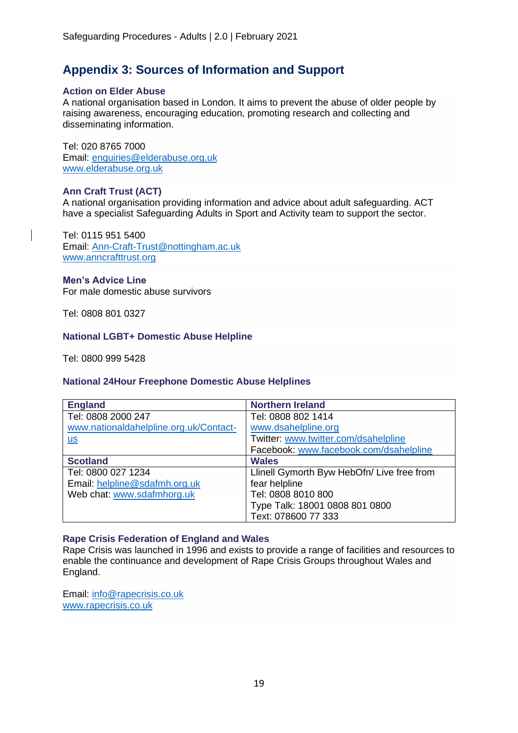## Appendix 3: Sources of Information and Support

### Action on Elder Abuse

A national organisation based in London. It aims to prevent the abuse of older people by raising awareness, encouraging education, promoting research and collecting and disseminating information.

Tel: 020 8765 7000
Email: enquiries@elderabuse.org.uk
www.elderabuse.org.uk

### Ann Craft Trust (ACT)

A national organisation providing information and advice about adult safeguarding. ACT have a specialist Safeguarding Adults in Sport and Activity team to support the sector.

Tel: 0115 951 5400
Email: Ann-Craft-Trust@nottingham.ac.uk
www.anncrafttrust.org

### Men's Advice Line

For male domestic abuse survivors

Tel: 0808 801 0327

### National LGBT+ Domestic Abuse Helpline

Tel: 0800 999 5428

### National 24Hour Freephone Domestic Abuse Helplines

| England | Northern Ireland |
|---|---|
| Tel: 0808 2000 247<br>www.nationaldahelpline.org.uk/Contact-us | Tel: 0808 802 1414<br>www.dsahelpline.org<br>Twitter: www.twitter.com/dsahelpline<br>Facebook: www.facebook.com/dsahelpline |
| **Scotland** | **Wales** |
| Tel: 0800 027 1234<br>Email: helpline@sdafmh.org.uk<br>Web chat: www.sdafmhorg.uk | Llinell Gymorth Byw HebOfn/ Live free from fear helpline<br>Tel: 0808 8010 800<br>Type Talk: 18001 0808 801 0800<br>Text: 078600 77 333 |

### Rape Crisis Federation of England and Wales

Rape Crisis was launched in 1996 and exists to provide a range of facilities and resources to enable the continuance and development of Rape Crisis Groups throughout Wales and England.

Email: info@rapecrisis.co.uk
www.rapecrisis.co.uk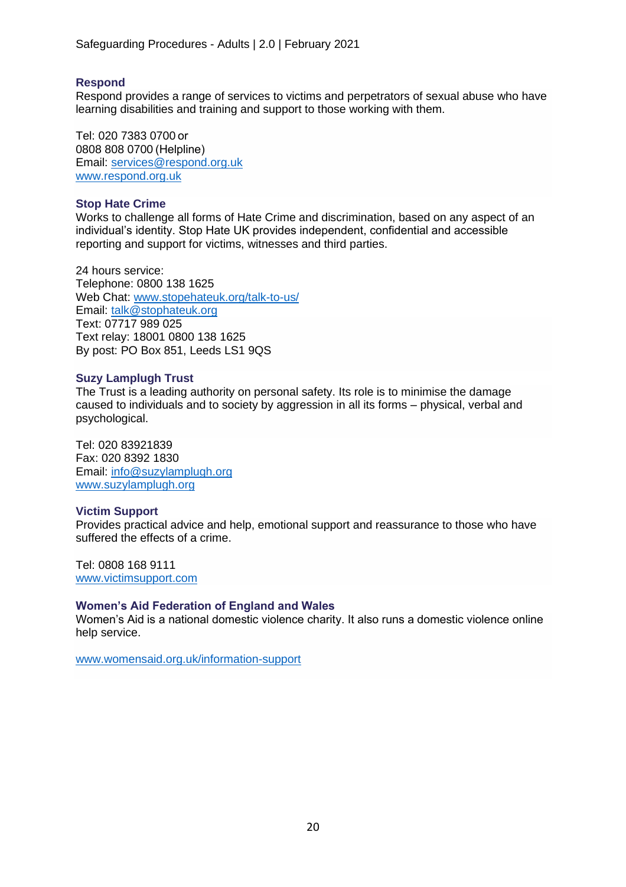**Respond**

Respond provides a range of services to victims and perpetrators of sexual abuse who have learning disabilities and training and support to those working with them.

Tel: 020 7383 0700 or
0808 808 0700 (Helpline)
Email: services@respond.org.uk
www.respond.org.uk

**Stop Hate Crime**

Works to challenge all forms of Hate Crime and discrimination, based on any aspect of an individual's identity. Stop Hate UK provides independent, confidential and accessible reporting and support for victims, witnesses and third parties.

24 hours service:
Telephone: 0800 138 1625
Web Chat: www.stopehateuk.org/talk-to-us/
Email: talk@stophateuk.org
Text: 07717 989 025
Text relay: 18001 0800 138 1625
By post: PO Box 851, Leeds LS1 9QS

**Suzy Lamplugh Trust**

The Trust is a leading authority on personal safety. Its role is to minimise the damage caused to individuals and to society by aggression in all its forms – physical, verbal and psychological.

Tel: 020 83921839
Fax: 020 8392 1830
Email: info@suzylamplugh.org
www.suzylamplugh.org

**Victim Support**

Provides practical advice and help, emotional support and reassurance to those who have suffered the effects of a crime.

Tel: 0808 168 9111
www.victimsupport.com

**Women's Aid Federation of England and Wales**

Women's Aid is a national domestic violence charity. It also runs a domestic violence online help service.

www.womensaid.org.uk/information-support